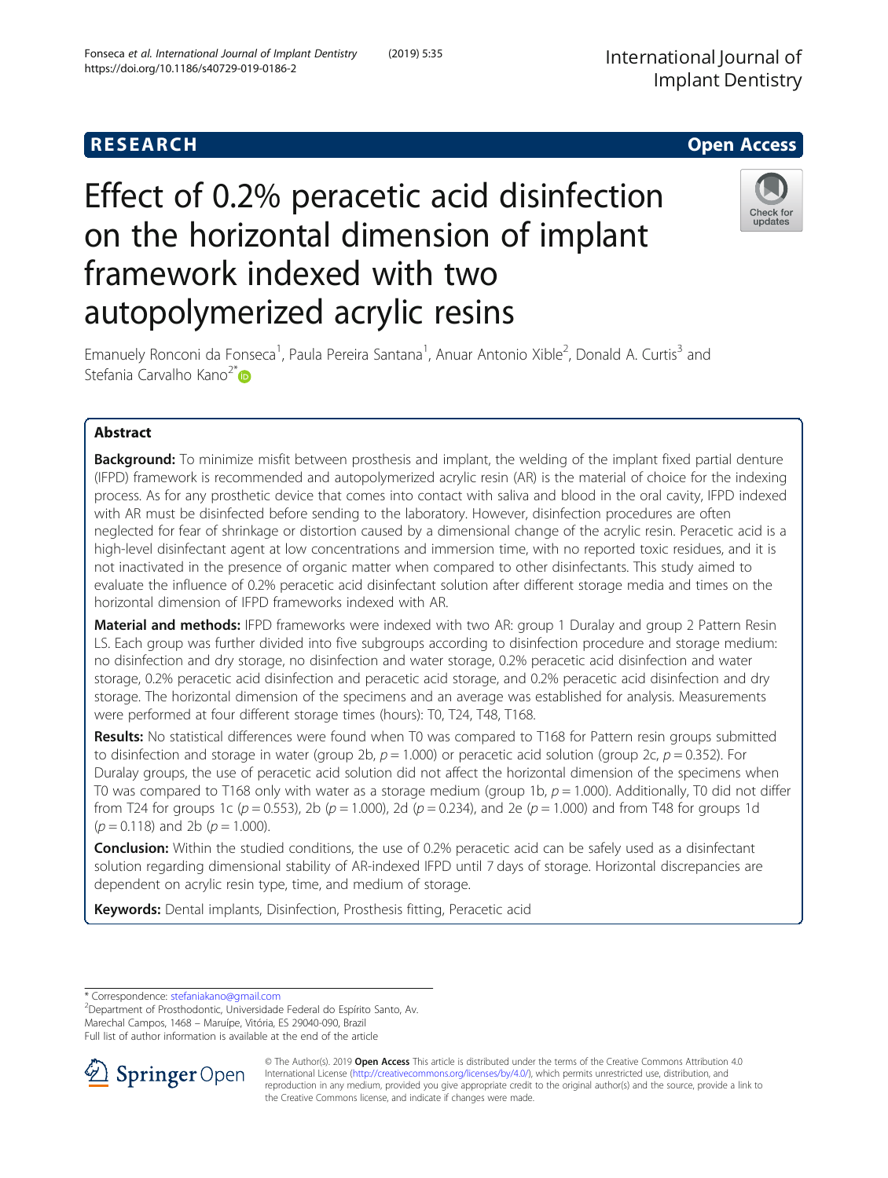RESEARCH

Open Access

# Effect of 0.2% peracetic acid disinfection on the horizontal dimension of implant framework indexed with two autopolymerized acrylic resins

Emanuely Ronconi da Fonseca[1], Paula Pereira Santana[1], Anuar Antonio Xible[2], Donald A. Curtis[3] and Stefania Carvalho Kano[2]*

## Abstract

**Background:** To minimize misfit between prosthesis and implant, the welding of the implant fixed partial denture (IFPD) framework is recommended and autopolymerized acrylic resin (AR) is the material of choice for the indexing process. As for any prosthetic device that comes into contact with saliva and blood in the oral cavity, IFPD indexed with AR must be disinfected before sending to the laboratory. However, disinfection procedures are often neglected for fear of shrinkage or distortion caused by a dimensional change of the acrylic resin. Peracetic acid is a high-level disinfectant agent at low concentrations and immersion time, with no reported toxic residues, and it is not inactivated in the presence of organic matter when compared to other disinfectants. This study aimed to evaluate the influence of 0.2% peracetic acid disinfectant solution after different storage media and times on the horizontal dimension of IFPD frameworks indexed with AR.

**Material and methods:** IFPD frameworks were indexed with two AR: group 1 Duralay and group 2 Pattern Resin LS. Each group was further divided into five subgroups according to disinfection procedure and storage medium: no disinfection and dry storage, no disinfection and water storage, 0.2% peracetic acid disinfection and water storage, 0.2% peracetic acid disinfection and peracetic acid storage, and 0.2% peracetic acid disinfection and dry storage. The horizontal dimension of the specimens and an average was established for analysis. Measurements were performed at four different storage times (hours): T0, T24, T48, T168.

**Results:** No statistical differences were found when T0 was compared to T168 for Pattern resin groups submitted to disinfection and storage in water (group 2b, $p = 1.000$) or peracetic acid solution (group 2c, $p = 0.352$). For Duralay groups, the use of peracetic acid solution did not affect the horizontal dimension of the specimens when T0 was compared to T168 only with water as a storage medium (group 1b, $p = 1.000$). Additionally, T0 did not differ from T24 for groups 1c ($p = 0.553$), 2b ($p = 1.000$), 2d ($p = 0.234$), and 2e ($p = 1.000$) and from T48 for groups 1d ($p = 0.118$) and 2b ($p = 1.000$).

**Conclusion:** Within the studied conditions, the use of 0.2% peracetic acid can be safely used as a disinfectant solution regarding dimensional stability of AR-indexed IFPD until 7 days of storage. Horizontal discrepancies are dependent on acrylic resin type, time, and medium of storage.

**Keywords:** Dental implants, Disinfection, Prosthesis fitting, Peracetic acid

---

* Correspondence: stefaniakano@gmail.com
[2]Department of Prosthodontic, Universidade Federal do Espírito Santo, Av. Marechal Campos, 1468 – Maruípe, Vitória, ES 29040-090, Brazil
Full list of author information is available at the end of the article

© The Author(s). 2019 **Open Access** This article is distributed under the terms of the Creative Commons Attribution 4.0 International License (http://creativecommons.org/licenses/by/4.0/), which permits unrestricted use, distribution, and reproduction in any medium, provided you give appropriate credit to the original author(s) and the source, provide a link to the Creative Commons license, and indicate if changes were made.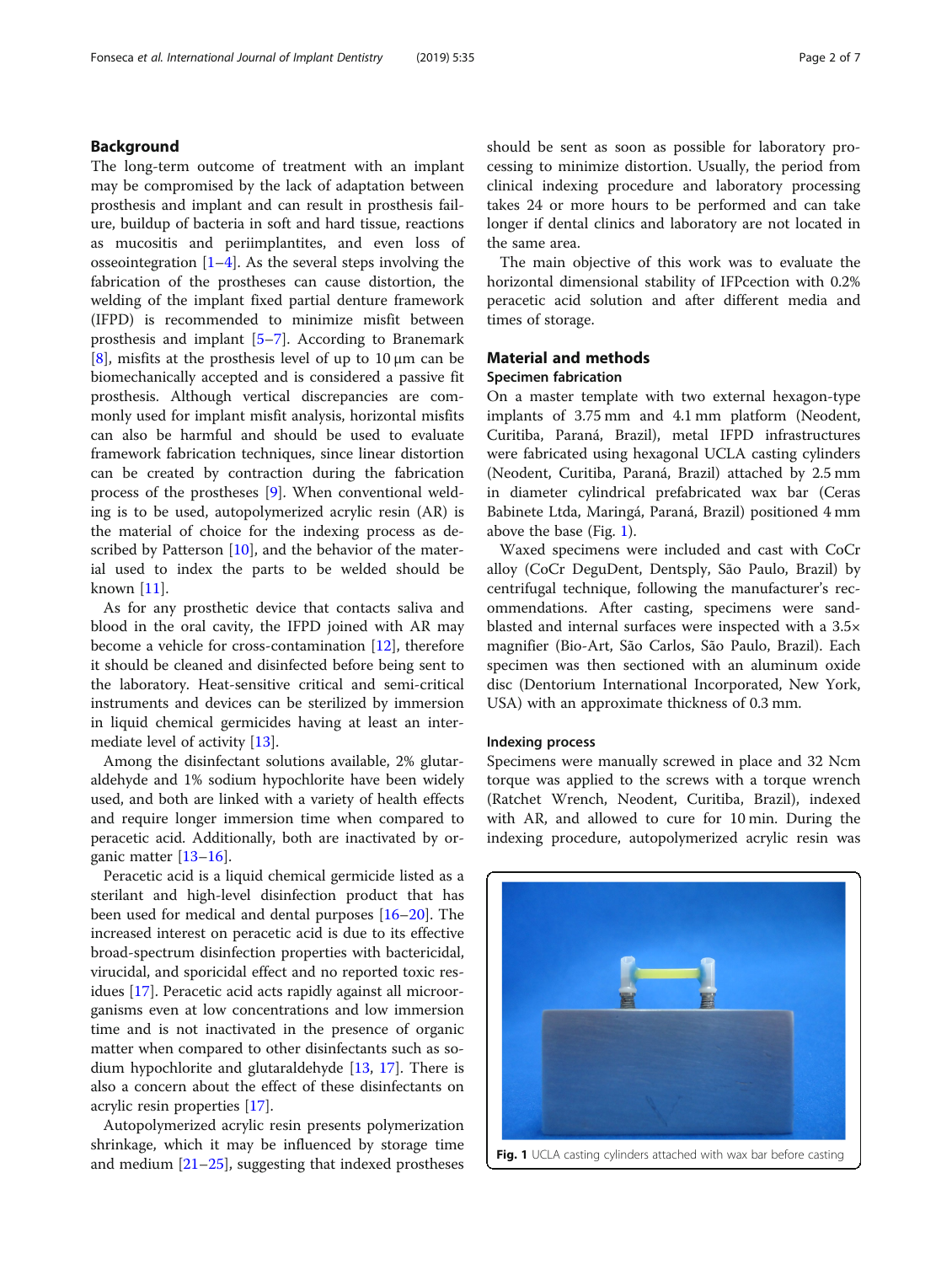## Background

The long-term outcome of treatment with an implant may be compromised by the lack of adaptation between prosthesis and implant and can result in prosthesis failure, buildup of bacteria in soft and hard tissue, reactions as mucositis and periimplantites, and even loss of osseointegration [1–4]. As the several steps involving the fabrication of the prostheses can cause distortion, the welding of the implant fixed partial denture framework (IFPD) is recommended to minimize misfit between prosthesis and implant [5–7]. According to Branemark [8], misfits at the prosthesis level of up to 10 μm can be biomechanically accepted and is considered a passive fit prosthesis. Although vertical discrepancies are commonly used for implant misfit analysis, horizontal misfits can also be harmful and should be used to evaluate framework fabrication techniques, since linear distortion can be created by contraction during the fabrication process of the prostheses [9]. When conventional welding is to be used, autopolymerized acrylic resin (AR) is the material of choice for the indexing process as described by Patterson [10], and the behavior of the material used to index the parts to be welded should be known [11].

As for any prosthetic device that contacts saliva and blood in the oral cavity, the IFPD joined with AR may become a vehicle for cross-contamination [12], therefore it should be cleaned and disinfected before being sent to the laboratory. Heat-sensitive critical and semi-critical instruments and devices can be sterilized by immersion in liquid chemical germicides having at least an intermediate level of activity [13].

Among the disinfectant solutions available, 2% glutaraldehyde and 1% sodium hypochlorite have been widely used, and both are linked with a variety of health effects and require longer immersion time when compared to peracetic acid. Additionally, both are inactivated by organic matter [13–16].

Peracetic acid is a liquid chemical germicide listed as a sterilant and high-level disinfection product that has been used for medical and dental purposes [16–20]. The increased interest on peracetic acid is due to its effective broad-spectrum disinfection properties with bactericidal, virucidal, and sporicidal effect and no reported toxic residues [17]. Peracetic acid acts rapidly against microorganisms even at low concentrations and low immersion time and is not inactivated in the presence of organic matter when compared to other disinfectants such as sodium hypochlorite and glutaraldehyde [13, 17]. There is also a concern about the effect of these disinfectants on acrylic resin properties [17].

Autopolymerized acrylic resin presents polymerization shrinkage, which it may be influenced by storage time and medium [21–25], suggesting that indexed prostheses should be sent as soon as possible for laboratory processing to minimize distortion. Usually, the period from clinical indexing procedure and laboratory processing takes 24 or more hours to be performed and can take longer if dental clinics and laboratory are not located in the same area.

The main objective of this work was to evaluate the horizontal dimensional stability of IFPcection with 0.2% peracetic acid solution and after different media and times of storage.

## Material and methods

### Specimen fabrication

On a master template with two external hexagon-type implants of 3.75 mm and 4.1 mm platform (Neodent, Curitiba, Paraná, Brazil), metal IFPD infrastructures were fabricated using hexagonal UCLA casting cylinders (Neodent, Curitiba, Paraná, Brazil) attached by 2.5 mm in diameter cylindrical prefabricated wax bar (Ceras Babinete Ltda, Maringá, Paraná, Brazil) positioned 4 mm above the base (Fig. 1).

Waxed specimens were included and cast with CoCr alloy (CoCr DeguDent, Dentsply, São Paulo, Brazil) by centrifugal technique, following the manufacturer's recommendations. After casting, specimens were sandblasted and internal surfaces were inspected with a 3.5× magnifier (Bio-Art, São Carlos, São Paulo, Brazil). Each specimen was then sectioned with an aluminum oxide disc (Dentorium International Incorporated, New York, USA) with an approximate thickness of 0.3 mm.

### Indexing process

Specimens were manually screwed in place and 32 Ncm torque was applied to the screws with a torque wrench (Ratchet Wrench, Neodent, Curitiba, Brazil), indexed with AR, and allowed to cure for 10 min. During the indexing procedure, autopolymerized acrylic resin was

**Fig. 1** UCLA casting cylinders attached with wax bar before casting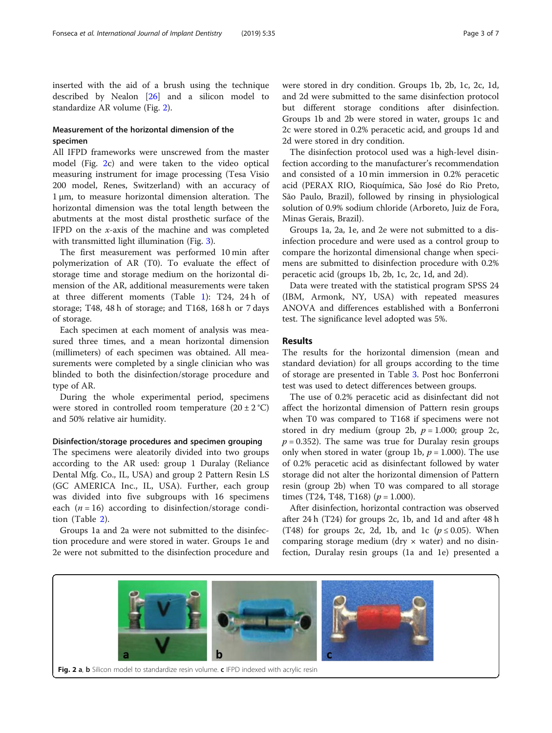inserted with the aid of a brush using the technique described by Nealon [26] and a silicon model to standardize AR volume (Fig. 2).

### Measurement of the horizontal dimension of the specimen

All IFPD frameworks were unscrewed from the master model (Fig. 2c) and were taken to the video optical measuring instrument for image processing (Tesa Visio 200 model, Renes, Switzerland) with an accuracy of 1 μm, to measure horizontal dimension alteration. The horizontal dimension was the total length between the abutments at the most distal prosthetic surface of the IFPD on the $x$-axis of the machine and was completed with transmitted light illumination (Fig. 3).

The first measurement was performed 10 min after polymerization of AR (T0). To evaluate the effect of storage time and storage medium on the horizontal dimension of the AR, additional measurements were taken at three different moments (Table 1): T24, 24 h of storage; T48, 48 h of storage; and T168, 168 h or 7 days of storage.

Each specimen at each moment of analysis was measured three times, and a mean horizontal dimension (millimeters) of each specimen was obtained. All measurements were completed by a single clinician who was blinded to both the disinfection/storage procedure and type of AR.

During the whole experimental period, specimens were stored in controlled room temperature (20 ± 2 °C) and 50% relative air humidity.

### Disinfection/storage procedures and specimen grouping

The specimens were aleatorily divided into two groups according to the AR used: group 1 Duralay (Reliance Dental Mfg. Co., IL, USA) and group 2 Pattern Resin LS (GC AMERICA Inc., IL, USA). Further, each group was divided into five subgroups with 16 specimens each ($n = 16$) according to disinfection/storage condition (Table 2).

Groups 1a and 2a were not submitted to the disinfection procedure and were stored in water. Groups 1e and 2e were not submitted to the disinfection procedure and were stored in dry condition. Groups 1b, 2b, 1c, 2c, 1d, and 2d were submitted to the same disinfection protocol but different storage conditions after disinfection. Groups 1b and 2b were stored in water, groups 1c and 2c were stored in 0.2% peracetic acid, and groups 1d and 2d were stored in dry condition.

The disinfection protocol used was a high-level disinfection according to the manufacturer's recommendation and consisted of a 10 min immersion in 0.2% peracetic acid (PERAX RIO, Rioquímica, São José do Rio Preto, São Paulo, Brazil), followed by rinsing in physiological solution of 0.9% sodium chloride (Arboreto, Juiz de Fora, Minas Gerais, Brazil).

Groups 1a, 2a, 1e, and 2e were not submitted to a disinfection procedure and were used as a control group to compare the horizontal dimensional change when specimens are submitted to disinfection procedure with 0.2% peracetic acid (groups 1b, 2b, 1c, 2c, 1d, and 2d).

Data were treated with the statistical program SPSS 24 (IBM, Armonk, NY, USA) with repeated measures ANOVA and differences established with a Bonferroni test. The significance level adopted was 5%.

## Results

The results for the horizontal dimension (mean and standard deviation) for all groups according to the time of storage are presented in Table 3. Post hoc Bonferroni test was used to detect differences between groups.

The use of 0.2% peracetic acid as disinfectant did not affect the horizontal dimension of Pattern resin groups when T0 was compared to T168 if specimens were not stored in dry medium (group 2b, $p = 1.000$; group 2c, $p = 0.352$). The same was true for Duralay resin groups only when stored in water (group 1b, $p = 1.000$). The use of 0.2% peracetic acid as disinfectant followed by water storage did not alter the horizontal dimension of Pattern resin (group 2b) when T0 was compared to all storage times (T24, T48, T168) ($p = 1.000$).

After disinfection, horizontal contraction was observed after 24 h (T24) for groups 2c, 1b, and 1d and after 48 h (T48) for groups 2c, 2d, 1b, and 1c ($p \leq 0.05$). When comparing storage medium (dry × water) and no disinfection, Duralay resin groups (1a and 1e) presented a

Fig. 2 **a**, **b** Silicon model to standardize resin volume. **c** IFPD indexed with acrylic resin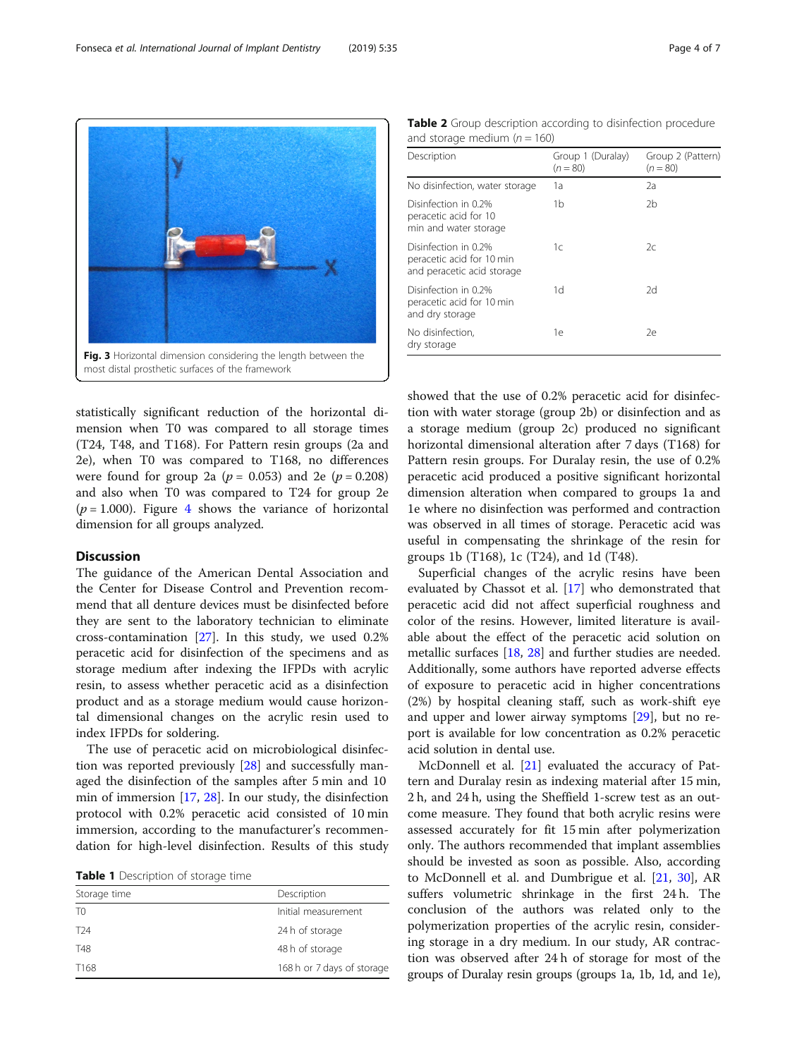Fig. 3 Horizontal dimension considering the length between the most distal prosthetic surfaces of the framework

statistically significant reduction of the horizontal dimension when T0 was compared to all storage times (T24, T48, and T168). For Pattern resin groups (2a and 2e), when T0 was compared to T168, no differences were found for group 2a ($p$ = 0.053) and 2e ($p$ = 0.208) and also when T0 was compared to T24 for group 2e ($p$ = 1.000). Figure 4 shows the variance of horizontal dimension for all groups analyzed.

## Discussion

The guidance of the American Dental Association and the Center for Disease Control and Prevention recommend that all denture devices must be disinfected before they are sent to the laboratory technician to eliminate cross-contamination [27]. In this study, we used 0.2% peracetic acid for disinfection of the specimens and as storage medium after indexing the IFPDs with acrylic resin, to assess whether peracetic acid as a disinfection product and as a storage medium would cause horizontal dimensional changes on the acrylic resin used to index IFPDs for soldering.

The use of peracetic acid on microbiological disinfection was reported previously [28] and successfully managed the disinfection of the samples after 5 min and 10 min of immersion [17, 28]. In our study, the disinfection protocol with 0.2% peracetic acid consisted of 10 min immersion, according to the manufacturer's recommendation for high-level disinfection. Results of this study

**Table 1** Description of storage time

| Storage time | Description |
|---|---|
| T0 | Initial measurement |
| T24 | 24 h of storage |
| T48 | 48 h of storage |
| T168 | 168 h or 7 days of storage |

**Table 2** Group description according to disinfection procedure and storage medium ($n$ = 160)

| Description | Group 1 (Duralay) ($n$ = 80) | Group 2 (Pattern) ($n$ = 80) |
|---|---|---|
| No disinfection, water storage | 1a | 2a |
| Disinfection in 0.2% peracetic acid for 10 min and water storage | 1b | 2b |
| Disinfection in 0.2% peracetic acid for 10 min and peracetic acid storage | 1c | 2c |
| Disinfection in 0.2% peracetic acid for 10 min and dry storage | 1d | 2d |
| No disinfection, dry storage | 1e | 2e |

showed that the use of 0.2% peracetic acid for disinfection with water storage (group 2b) or disinfection and as a storage medium (group 2c) produced no significant horizontal dimensional alteration after 7 days (T168) for Pattern resin groups. For Duralay resin, the use of 0.2% peracetic acid produced a positive significant horizontal dimension alteration when compared to groups 1a and 1e where no disinfection was performed and contraction was observed in all times of storage. Peracetic acid was useful in compensating the shrinkage of the resin for groups 1b (T168), 1c (T24), and 1d (T48).

Superficial changes of the acrylic resins have been evaluated by Chassot et al. [17] who demonstrated that peracetic acid did not affect superficial roughness and color of the resins. However, limited literature is available about the effect of the peracetic acid solution on metallic surfaces [18, 28] and further studies are needed. Additionally, some authors have reported adverse effects of exposure to peracetic acid in higher concentrations (2%) by hospital cleaning staff, such as work-shift eye and upper and lower airway symptoms [29], but no report is available for low concentration as 0.2% peracetic acid solution in dental use.

McDonnell et al. [21] evaluated the accuracy of Pattern and Duralay resin as indexing material after 15 min, 2 h, and 24 h, using the Sheffield 1-screw test as an outcome measure. They found that both acrylic resins were assessed accurately for fit 15 min after polymerization only. The authors recommended that implant assemblies should be invested as soon as possible. Also, according to McDonnell et al. and Dumbrigue et al. [21, 30], AR suffers volumetric shrinkage in the first 24 h. The conclusion of the authors was related only to the polymerization properties of the acrylic resin, considering storage in a dry medium. In our study, AR contraction was observed after 24 h of storage for most of the groups of Duralay resin groups (groups 1a, 1b, 1d, and 1e),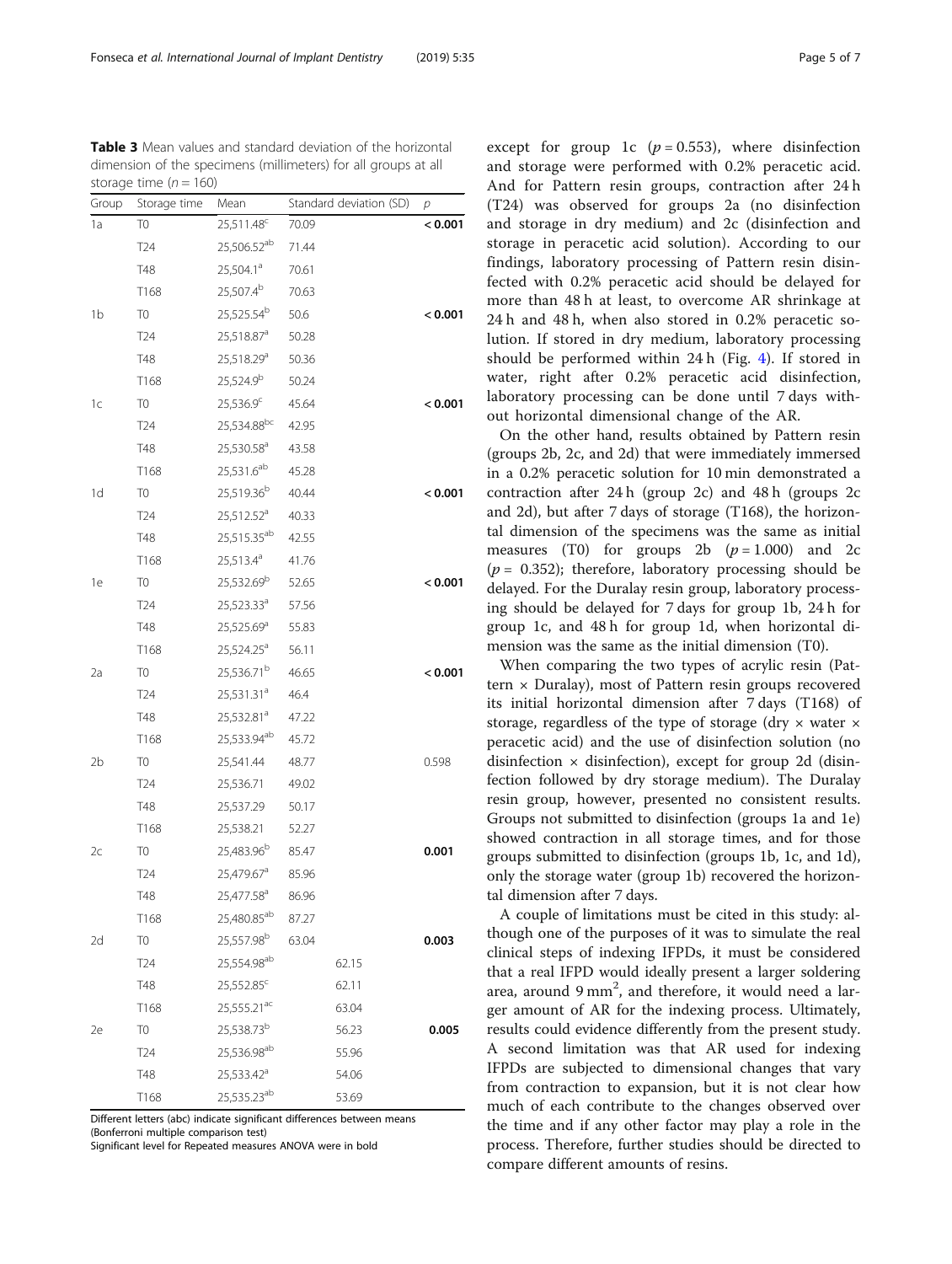**Table 3** Mean values and standard deviation of the horizontal dimension of the specimens (millimeters) for all groups at all storage time ($n = 160$)

| Group | Storage time | Mean | Standard deviation (SD) | $p$ |
|---|---|---|---|---|
| 1a | T0 | 25,511.48[c] | 70.09 | **< 0.001** |
| | T24 | 25,506.52[ab] | 71.44 | |
| | T48 | 25,504.1[a] | 70.61 | |
| | T168 | 25,507.4[b] | 70.63 | |
| 1b | T0 | 25,525.54[b] | 50.6 | **< 0.001** |
| | T24 | 25,518.87[a] | 50.28 | |
| | T48 | 25,518.29[a] | 50.36 | |
| | T168 | 25,524.9[b] | 50.24 | |
| 1c | T0 | 25,536.9[c] | 45.64 | **< 0.001** |
| | T24 | 25,534.88[bc] | 42.95 | |
| | T48 | 25,530.58[a] | 43.58 | |
| | T168 | 25,531.6[ab] | 45.28 | |
| 1d | T0 | 25,519.36[b] | 40.44 | **< 0.001** |
| | T24 | 25,512.52[a] | 40.33 | |
| | T48 | 25,515.35[ab] | 42.55 | |
| | T168 | 25,513.4[a] | 41.76 | |
| 1e | T0 | 25,532.69[b] | 52.65 | **< 0.001** |
| | T24 | 25,523.33[a] | 57.56 | |
| | T48 | 25,525.69[a] | 55.83 | |
| | T168 | 25,524.25[a] | 56.11 | |
| 2a | T0 | 25,536.71[b] | 46.65 | **< 0.001** |
| | T24 | 25,531.31[a] | 46.4 | |
| | T48 | 25,532.81[a] | 47.22 | |
| | T168 | 25,533.94[ab] | 45.72 | |
| 2b | T0 | 25,541.44 | 48.77 | 0.598 |
| | T24 | 25,536.71 | 49.02 | |
| | T48 | 25,537.29 | 50.17 | |
| | T168 | 25,538.21 | 52.27 | |
| 2c | T0 | 25,483.96[b] | 85.47 | **0.001** |
| | T24 | 25,479.67[a] | 85.96 | |
| | T48 | 25,477.58[a] | 86.96 | |
| | T168 | 25,480.85[ab] | 87.27 | |
| 2d | T0 | 25,557.98[b] | 63.04 | **0.003** |
| | T24 | 25,554.98[ab] | 62.15 | |
| | T48 | 25,552.85[c] | 62.11 | |
| | T168 | 25,555.21[ac] | 63.04 | |
| 2e | T0 | 25,538.73[b] | 56.23 | **0.005** |
| | T24 | 25,536.98[ab] | 55.96 | |
| | T48 | 25,533.42[a] | 54.06 | |
| | T168 | 25,535.23[ab] | 53.69 | |

Different letters (abc) indicate significant differences between means (Bonferroni multiple comparison test)
Significant level for Repeated measures ANOVA were in bold

except for group 1c ($p = 0.553$), where disinfection and storage were performed with 0.2% peracetic acid. And for Pattern resin groups, contraction after 24 h (T24) was observed for groups 2a (no disinfection and storage in dry medium) and 2c (disinfection and storage in peracetic acid solution). According to our findings, laboratory processing of Pattern resin disinfected with 0.2% peracetic acid should be delayed for more than 48 h at least, to overcome AR shrinkage at 24 h and 48 h, when also stored in 0.2% peracetic solution. If stored in dry medium, laboratory processing should be performed within 24 h (Fig. 4). If stored in water, right after 0.2% peracetic acid disinfection, laboratory processing can be done until 7 days without horizontal dimensional change of the AR.

On the other hand, results obtained by Pattern resin (groups 2b, 2c, and 2d) that were immediately immersed in a 0.2% peracetic solution for 10 min demonstrated a contraction after 24 h (group 2c) and 48 h (groups 2c and 2d), but after 7 days of storage (T168), the horizontal dimension of the specimens was the same as initial measures (T0) for groups 2b ($p = 1.000$) and 2c ($p = 0.352$); therefore, laboratory processing should be delayed. For the Duralay resin group, laboratory processing should be delayed for 7 days for group 1b, 24 h for group 1c, and 48 h for group 1d, when horizontal dimension was the same as the initial dimension (T0).

When comparing the two types of acrylic resin (Pattern × Duralay), most of Pattern resin groups recovered its initial horizontal dimension after 7 days (T168) of storage, regardless of the type of storage (dry × water × peracetic acid) and the use of disinfection solution (no disinfection × disinfection), except for group 2d (disinfection followed by dry storage medium). The Duralay resin group, however, presented no consistent results. Groups not submitted to disinfection (groups 1a and 1e) showed contraction in all storage times, and for those groups submitted to disinfection (groups 1b, 1c, and 1d), only the storage water (group 1b) recovered the horizontal dimension after 7 days.

A couple of limitations must be cited in this study: although one of the purposes of it was to simulate the real clinical steps of indexing IFPDs, it must be considered that a real IFPD would ideally present a larger soldering area, around 9 mm$^2$, and therefore, it would need a larger amount of AR for the indexing process. Ultimately, results could evidence differently from the present study. A second limitation was that AR used for indexing IFPDs are subjected to dimensional changes that vary from contraction to expansion, but it is not clear how much of each contribute to the changes observed over the time and if any other factor may play a role in the process. Therefore, further studies should be directed to compare different amounts of resins.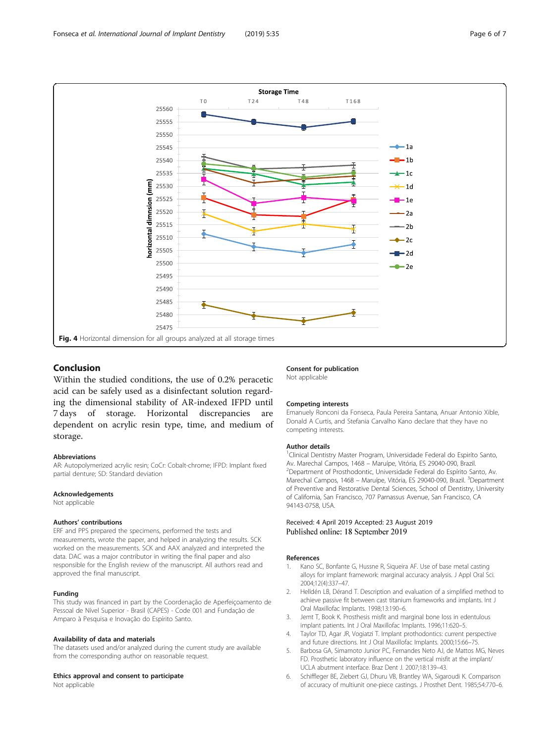Fig. 4 Horizontal dimension for all groups analyzed at all storage times

## Conclusion

Within the studied conditions, the use of 0.2% peracetic acid can be safely used as a disinfectant solution regarding the dimensional stability of AR-indexed IFPD until 7 days of storage. Horizontal discrepancies are dependent on acrylic resin type, time, and medium of storage.

### Abbreviations

AR: Autopolymerized acrylic resin; CoCr: Cobalt-chrome; IFPD: Implant fixed partial denture; SD: Standard deviation

### Acknowledgements

Not applicable

### Authors' contributions

ERF and PPS prepared the specimens, performed the tests and measurements, wrote the paper, and helped in analyzing the results. SCK worked on the measurements. SCK and AAX analyzed and interpreted the data. DAC was a major contributor in writing the final paper and also responsible for the English review of the manuscript. All authors read and approved the final manuscript.

### Funding

This study was financed in part by the Coordenação de Aperfeiçoamento de Pessoal de Nível Superior - Brasil (CAPES) - Code 001 and Fundação de Amparo à Pesquisa e Inovação do Espírito Santo.

### Availability of data and materials

The datasets used and/or analyzed during the current study are available from the corresponding author on reasonable request.

### Ethics approval and consent to participate

Not applicable

### Consent for publication

Not applicable

### Competing interests

Emanuely Ronconi da Fonseca, Paula Pereira Santana, Anuar Antonio Xible, Donald A Curtis, and Stefania Carvalho Kano declare that they have no competing interests.

### Author details

[1]Clinical Dentistry Master Program, Universidade Federal do Espírito Santo, Av. Marechal Campos, 1468 – Maruípe, Vitória, ES 29040-090, Brazil. [2]Department of Prosthodontic, Universidade Federal do Espírito Santo, Av. Marechal Campos, 1468 – Maruípe, Vitória, ES 29040-090, Brazil. [3]Department of Preventive and Restorative Dental Sciences, School of Dentistry, University of California, San Francisco, 707 Parnassus Avenue, San Francisco, CA 94143-0758, USA.

Received: 4 April 2019 Accepted: 23 August 2019
Published online: 18 September 2019

### References

1. Kano SC, Bonfante G, Hussne R, Siqueira AF. Use of base metal casting alloys for implant framework: marginal accuracy analysis. J Appl Oral Sci. 2004;12(4):337–47.
2. Helldén LB, Dérand T. Description and evaluation of a simplified method to achieve passive fit between cast titanium frameworks and implants. Int J Oral Maxillofac Implants. 1998;13:190–6.
3. Jemt T, Book K. Prosthesis misfit and marginal bone loss in edentulous implant patients. Int J Oral Maxillofac Implants. 1996;11:620–5.
4. Taylor TD, Agar JR, Vogiatzi T. Implant prothodontics: current perspective and future directions. Int J Oral Maxillofac Implants. 2000;15:66–75.
5. Barbosa GA, Simamoto Junior PC, Fernandes Neto AJ, de Mattos MG, Neves FD. Prosthetic laboratory influence on the vertical misfit at the implant/UCLA abutment interface. Braz Dent J. 2007;18:139–43.
6. Schiffleger BE, Ziebert GJ, Dhuru VB, Brantley WA, Sigaroudi K. Comparison of accuracy of multiunit one-piece castings. J Prosthet Dent. 1985;54:770–6.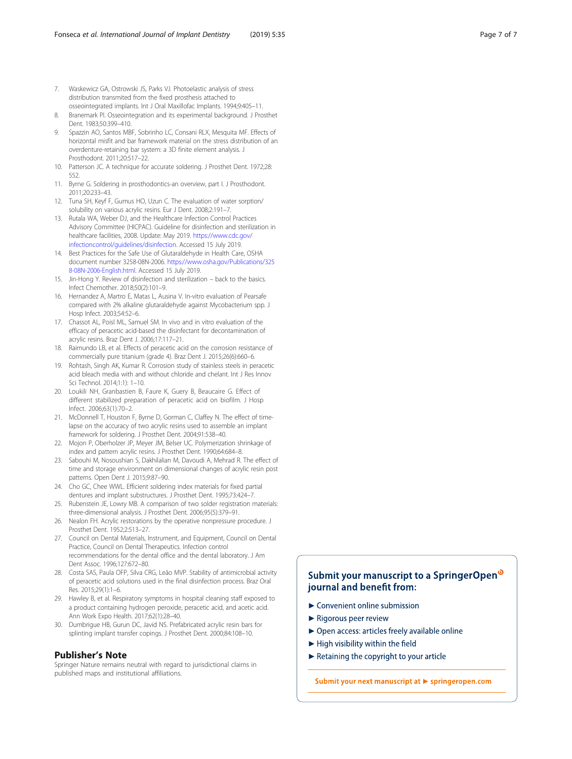7. Waskewicz GA, Ostrowski JS, Parks VJ. Photoelastic analysis of stress distribution transmited from the fixed prosthesis attached to osseointegrated implants. Int J Oral Maxillofac Implants. 1994;9:405–11.
8. Branemark PI. Osseointegration and its experimental background. J Prosthet Dent. 1983;50:399–410.
9. Spazzin AO, Santos MBF, Sobrinho LC, Consani RLX, Mesquita MF. Effects of horizontal misfit and bar framework material on the stress distribution of an overdenture-retaining bar system: a 3D finite element analysis. J Prosthodont. 2011;20:517–22.
10. Patterson JC. A technique for accurate soldering. J Prosthet Dent. 1972;28:552.
11. Byrne G. Soldering in prosthodontics-an overview, part I. J Prosthodont. 2011;20:233–43.
12. Tuna SH, Keyf F, Gumus HO, Uzun C. The evaluation of water sorption/solubility on various acrylic resins. Eur J Dent. 2008;2:191–7.
13. Rutala WA, Weber DJ, and the Healthcare Infection Control Practices Advisory Committee (HICPAC). Guideline for disinfection and sterilization in healthcare facilities, 2008. Update: May 2019. https://www.cdc.gov/infectioncontrol/guidelines/disinfection. Accessed 15 July 2019.
14. Best Practices for the Safe Use of Glutaraldehyde in Health Care, OSHA document number 3258-08N-2006. https://www.osha.gov/Publications/3258-08N-2006-English.html. Accessed 15 July 2019.
15. Jin-Hong Y. Review of disinfection and sterilization – back to the basics. Infect Chemother. 2018;50(2):101–9.
16. Hernandez A, Martro E, Matas L, Ausina V. In-vitro evaluation of Pearsafe compared with 2% alkaline glutaraldehyde against Mycobacterium spp. J Hosp Infect. 2003;54:52–6.
17. Chassot AL, Poisl ML, Samuel SM. In vivo and in vitro evaluation of the efficacy of peracetic acid-based the disinfectant for decontamination of acrylic resins. Braz Dent J. 2006;17:117–21.
18. Raimundo LB, et al. Effects of peracetic acid on the corrosion resistance of commercially pure titanium (grade 4). Braz Dent J. 2015;26(6):660–6.
19. Rohtash, Singh AK, Kumar R. Corrosion study of stainless steels in peracetic acid bleach media with and without chloride and chelant. Int J Res Innov Sci Technol. 2014;1:1): 1–10.
20. Loukili NH, Granbastien B, Faure K, Guery B, Beaucaire G. Effect of different stabilized preparation of peracetic acid on biofilm. J Hosp Infect. 2006;63(1):70–2.
21. McDonnell T, Houston F, Byrne D, Gorman C, Claffey N. The effect of time-lapse on the accuracy of two acrylic resins used to assemble an implant framework for soldering. J Prosthet Dent. 2004;91:538–40.
22. Mojon P, Oberholzer JP, Meyer JM, Belser UC. Polymerization shrinkage of index and pattern acrylic resins. J Prosthet Dent. 1990;64:684–8.
23. Sabouhi M, Nosoushian S, Dakhilalian M, Davoudi A, Mehrad R. The effect of time and storage environment on dimensional changes of acrylic resin post patterns. Open Dent J. 2015;9:87–90.
24. Cho GC, Chee WWL. Efficient soldering index materials for fixed partial dentures and implant substructures. J Prosthet Dent. 1995;73:424–7.
25. Rubenstein JE, Lowry MB. A comparison of two solder registration materials: three-dimensional analysis. J Prosthet Dent. 2006;95(5):379–91.
26. Nealon FH. Acrylic restorations by the operative nonpressure procedure. J Prosthet Dent. 1952;2:513–27.
27. Council on Dental Materials, Instrument, and Equipment, Council on Dental Practice, Council on Dental Therapeutics. Infection control recommendations for the dental office and the dental laboratory. J Am Dent Assoc. 1996;127:672–80.
28. Costa SAS, Paula OFP, Silva CRG, Leão MVP. Stability of antimicrobial activity of peracetic acid solutions used in the final disinfection process. Braz Oral Res. 2015;29(1):1–6.
29. Hawley B, et al. Respiratory symptoms in hospital cleaning staff exposed to a product containing hydrogen peroxide, peracetic acid, and acetic acid. Ann Work Expo Health. 2017;62(1):28–40.
30. Dumbrigue HB, Gurun DC, Javid NS. Prefabricated acrylic resin bars for splinting implant transfer copings. J Prosthet Dent. 2000;84:108–10.

## Publisher's Note

Springer Nature remains neutral with regard to jurisdictional claims in published maps and institutional affiliations.

**Submit your manuscript to a SpringerOpen journal and benefit from:**

- ► Convenient online submission
- ► Rigorous peer review
- ► Open access: articles freely available online
- ► High visibility within the field
- ► Retaining the copyright to your article

**Submit your next manuscript at ► springeropen.com**